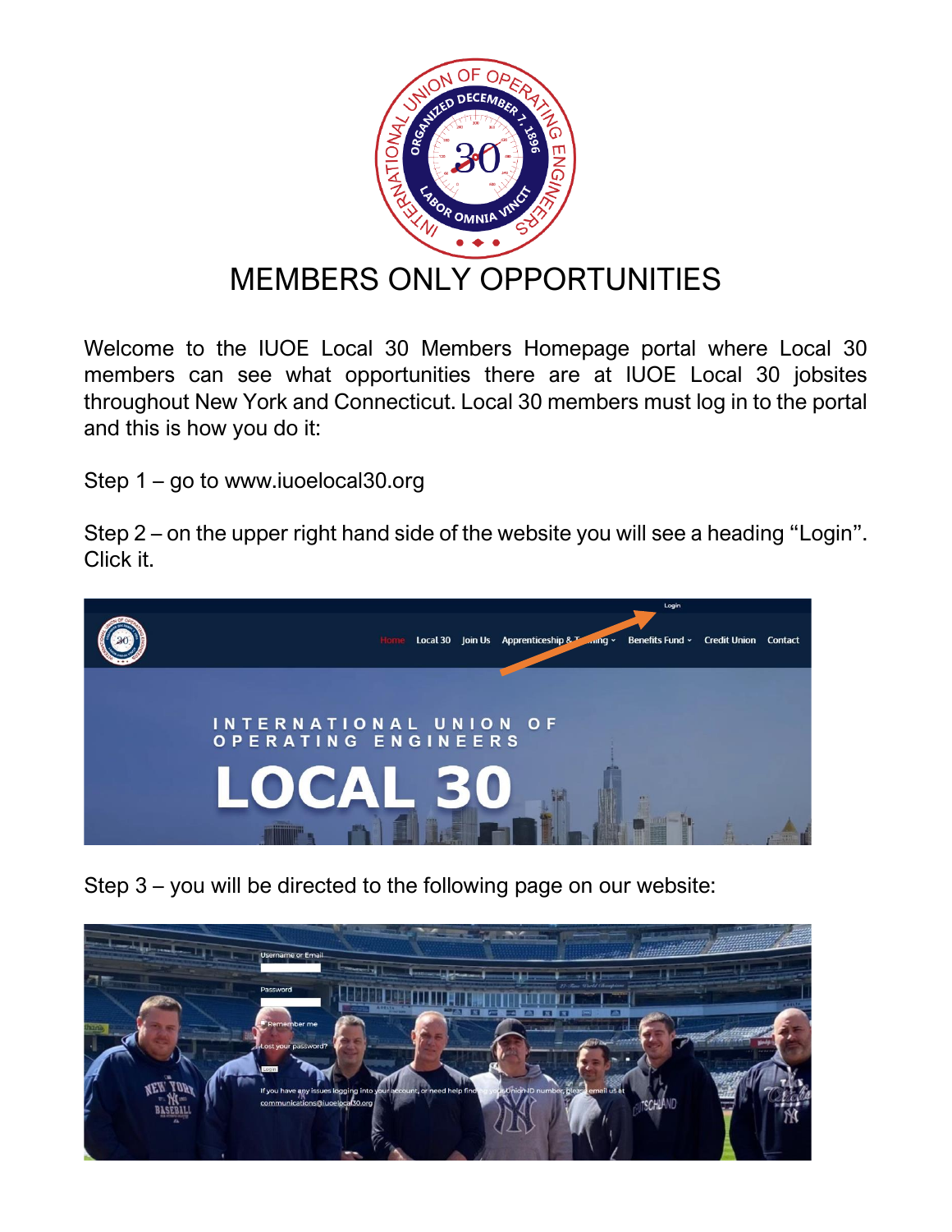# MEMBERS ONLY OPPORTUNITIES

Welcome to the IUOE Local 30 Members Homepage portal where Local 30 members can see what opportunities there are at IUOE Local 30 jobsites throughout New York and Connecticut. Local 30 members must log in to the portal and this is how you do it:

Step 1 – go to www.iuoelocal30.org

Step 2 – on the upper right hand side of the website you will see a heading "Login". Click it.

Step 3 – you will be directed to the following page on our website: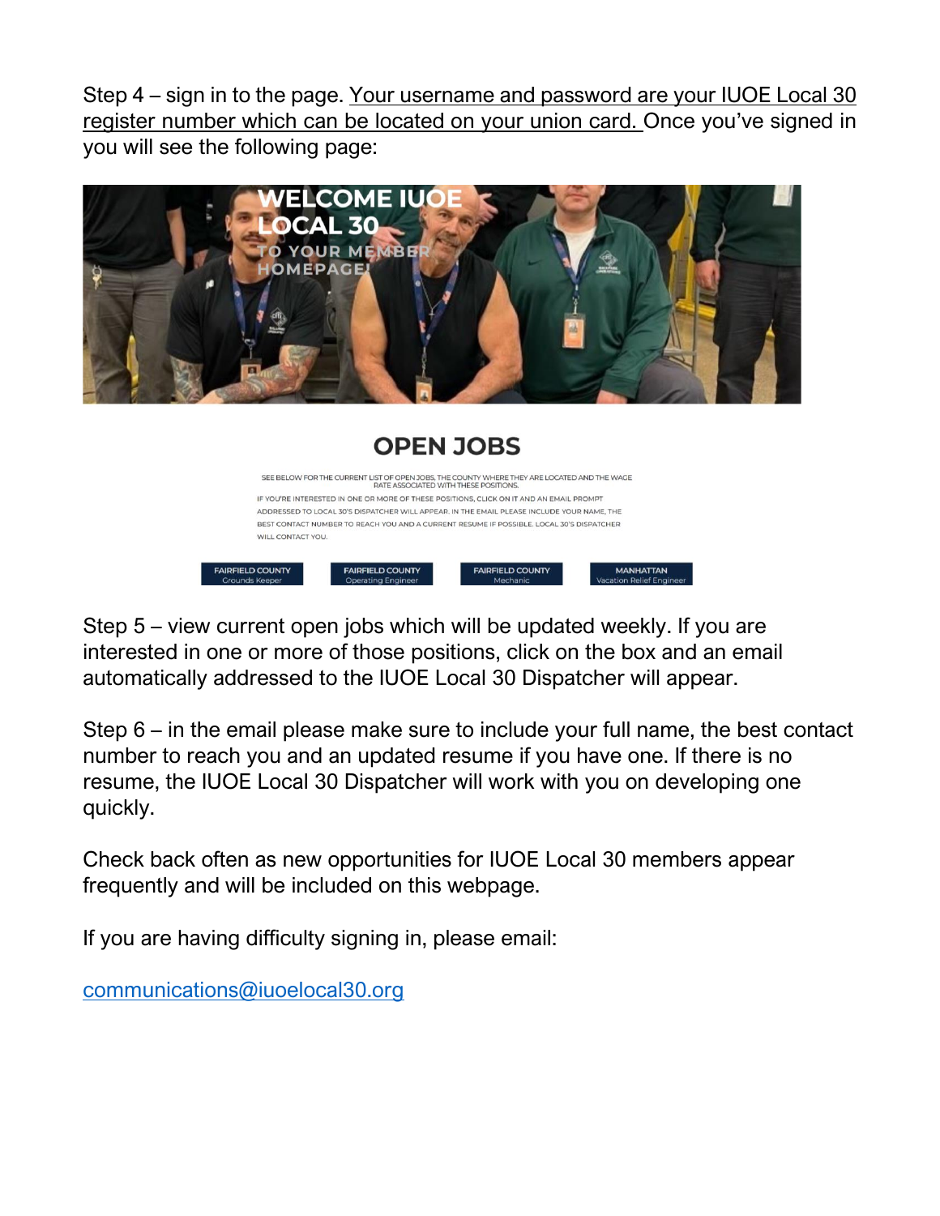Step 4 – sign in to the page. Your username and password are your IUOE Local 30 register number which can be located on your union card. Once you've signed in you will see the following page:

WELCOME IUOE LOCAL 30 TO YOUR MEMBER HOMEPAGE!

OPEN JOBS

SEE BELOW FOR THE CURRENT LIST OF OPEN JOBS, THE COUNTY WHERE THEY ARE LOCATED AND THE WAGE RATE ASSOCIATED WITH THESE POSITIONS.

IF YOU'RE INTERESTED IN ONE OR MORE OF THESE POSITIONS, CLICK ON IT AND AN EMAIL PROMPT ADDRESSED TO LOCAL 30'S DISPATCHER WILL APPEAR. IN THE EMAIL PLEASE INCLUDE YOUR NAME, THE BEST CONTACT NUMBER TO REACH YOU AND A CURRENT RESUME IF POSSIBLE. LOCAL 30'S DISPATCHER WILL CONTACT YOU.

FAIRFIELD COUNTY Grounds Keeper

FAIRFIELD COUNTY Operating Engineer

FAIRFIELD COUNTY Mechanic

MANHATTAN Vacation Relief Engineer

Step 5 – view current open jobs which will be updated weekly. If you are interested in one or more of those positions, click on the box and an email automatically addressed to the IUOE Local 30 Dispatcher will appear.

Step 6 – in the email please make sure to include your full name, the best contact number to reach you and an updated resume if you have one. If there is no resume, the IUOE Local 30 Dispatcher will work with you on developing one quickly.

Check back often as new opportunities for IUOE Local 30 members appear frequently and will be included on this webpage.

If you are having difficulty signing in, please email:

communications@iuoelocal30.org